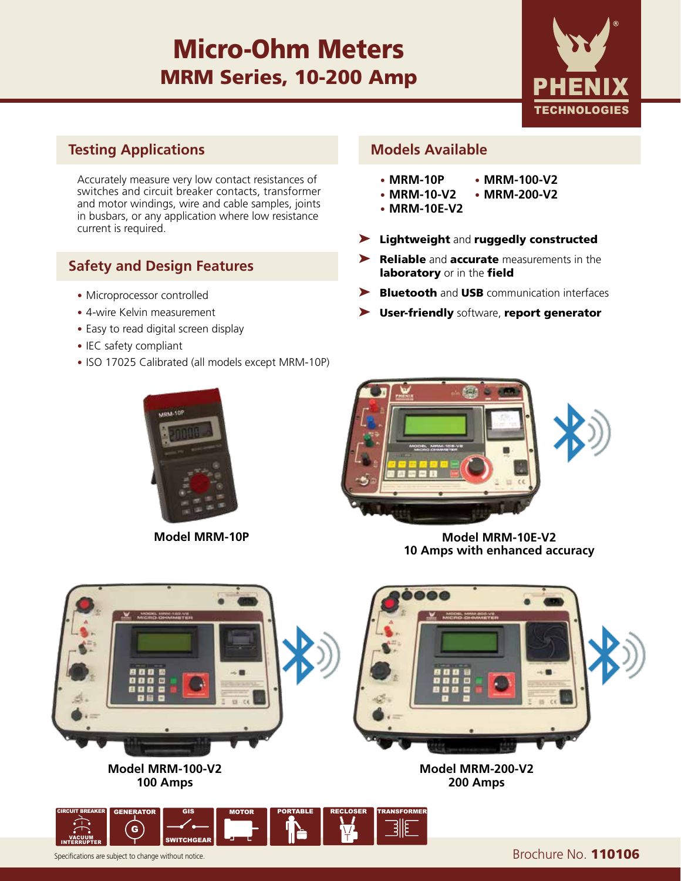# Micro-Ohm Meters

## MRM Series, 10-200 Amp

## Testing Applications

Accurately measure very low contact resistances of switches and circuit breaker contacts, transformer and motor windings, wire and cable samples, joints in busbars, or any application where low resistance current is required.

## Safety and Design Features

- Microprocessor controlled
- 4-wire Kelvin measurement
- Easy to read digital screen display
- IEC safety compliant
- ISO 17025 Calibrated (all models except MRM-10P)

## Models Available

- **MRM-10P**
- **MRM-10-V2**
- **MRM-10E-V2**
- **MRM-100-V2**
- **MRM-200-V2**

- **Lightweight** and **ruggedly constructed**
- **Reliable** and **accurate** measurements in the **laboratory** or in the **field**
- **Bluetooth** and **USB** communication interfaces
- **User-friendly** software, **report generator**

**Model MRM-10P**

**Model MRM-10E-V2**
**10 Amps with enhanced accuracy**

**Model MRM-100-V2**
**100 Amps**

**Model MRM-200-V2**
**200 Amps**

CIRCUIT BREAKER / VACUUM INTERRUPTER | GENERATOR | GIS / SWITCHGEAR | MOTOR | PORTABLE | RECLOSER | TRANSFORMER

Specifications are subject to change without notice.

Brochure No. **110106**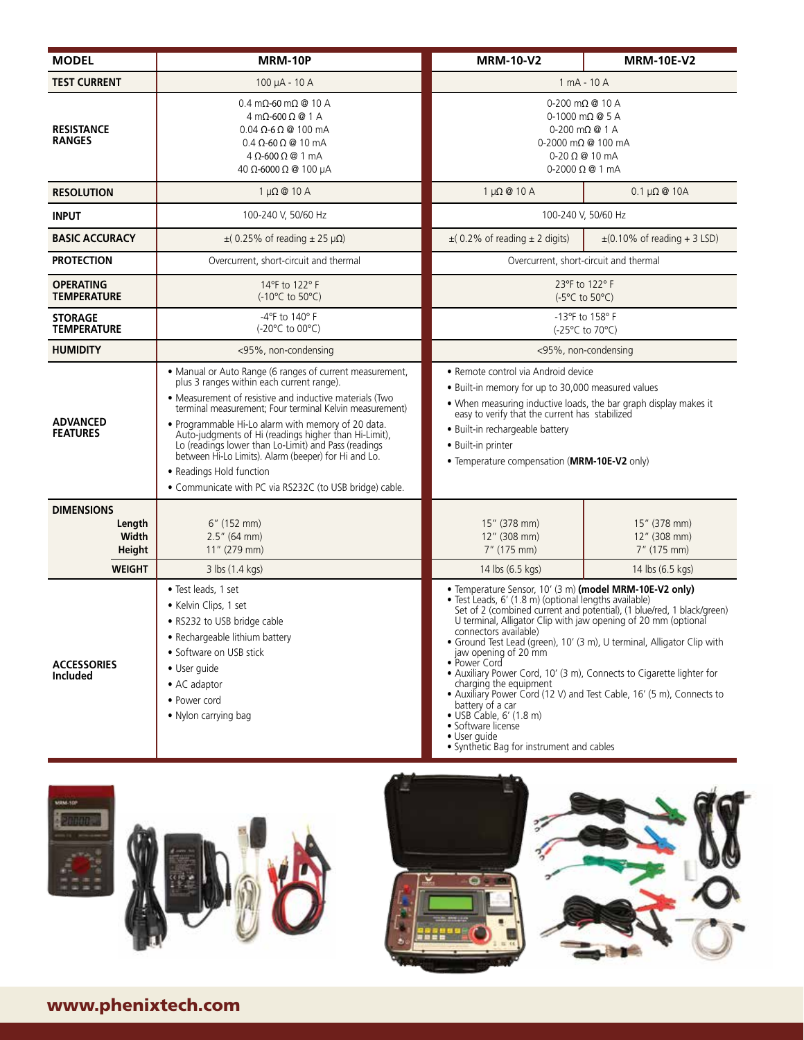| MODEL | MRM-10P | MRM-10-V2 | MRM-10E-V2 |
|---|---|---|---|
| TEST CURRENT | 100 µA - 10 A | 1 mA - 10 A | |
| RESISTANCE RANGES | 0.4 mΩ-60 mΩ @ 10 A<br>4 mΩ-600 Ω @ 1 A<br>0.04 Ω-6 Ω @ 100 mA<br>0.4 Ω-60 Ω @ 10 mA<br>4 Ω-600 Ω @ 1 mA<br>40 Ω-6000 Ω @ 100 µA | 0-200 mΩ @ 10 A<br>0-1000 mΩ @ 5 A<br>0-200 mΩ @ 1 A<br>0-2000 mΩ @ 100 mA<br>0-20 Ω @ 10 mA<br>0-2000 Ω @ 1 mA | |
| RESOLUTION | 1 µΩ @ 10 A | 1 µΩ @ 10 A | 0.1 µΩ @ 10A |
| INPUT | 100-240 V, 50/60 Hz | 100-240 V, 50/60 Hz | |
| BASIC ACCURACY | ±( 0.25% of reading ± 25 µΩ) | ±( 0.2% of reading ± 2 digits) | ±(0.10% of reading + 3 LSD) |
| PROTECTION | Overcurrent, short-circuit and thermal | Overcurrent, short-circuit and thermal | |
| OPERATING TEMPERATURE | 14°F to 122° F<br>(-10°C to 50°C) | 23°F to 122° F<br>(-5°C to 50°C) | |
| STORAGE TEMPERATURE | -4°F to 140° F<br>(-20°C to 00°C) | -13°F to 158° F<br>(-25°C to 70°C) | |
| HUMIDITY | <95%, non-condensing | <95%, non-condensing | |
| ADVANCED FEATURES | • Manual or Auto Range (6 ranges of current measurement, plus 3 ranges within each current range).<br>• Measurement of resistive and inductive materials (Two terminal measurement; Four terminal Kelvin measurement)<br>• Programmable Hi-Lo alarm with memory of 20 data. Auto-judgments of Hi (readings higher than Hi-Limit), Lo (readings lower than Lo-Limit) and Pass (readings between Hi-Lo Limits). Alarm (beeper) for Hi and Lo.<br>• Readings Hold function<br>• Communicate with PC via RS232C (to USB bridge) cable. | • Remote control via Android device<br>• Built-in memory for up to 30,000 measured values<br>• When measuring inductive loads, the bar graph display makes it easy to verify that the current has stabilized<br>• Built-in rechargeable battery<br>• Built-in printer<br>• Temperature compensation (**MRM-10E-V2** only) | |
| DIMENSIONS | | | |
| Length | 6" (152 mm) | 15" (378 mm) | 15" (378 mm) |
| Width | 2.5" (64 mm) | 12" (308 mm) | 12" (308 mm) |
| Height | 11" (279 mm) | 7" (175 mm) | 7" (175 mm) |
| WEIGHT | 3 lbs (1.4 kgs) | 14 lbs (6.5 kgs) | 14 lbs (6.5 kgs) |
| ACCESSORIES Included | • Test leads, 1 set<br>• Kelvin Clips, 1 set<br>• RS232 to USB bridge cable<br>• Rechargeable lithium battery<br>• Software on USB stick<br>• User guide<br>• AC adaptor<br>• Power cord<br>• Nylon carrying bag | • Temperature Sensor, 10' (3 m) **(model MRM-10E-V2 only)**<br>• Test Leads, 6' (1.8 m) (optional lengths available) Set of 2 (combined current and potential), (1 blue/red, 1 black/green) U terminal, Alligator Clip with jaw opening of 20 mm (optional connectors available)<br>• Ground Test Lead (green), 10' (3 m), U terminal, Alligator Clip with jaw opening of 20 mm<br>• Power Cord<br>• Auxiliary Power Cord, 10' (3 m), Connects to Cigarette lighter for charging the equipment<br>• Auxiliary Power Cord (12 V) and Test Cable, 16' (5 m), Connects to battery of a car<br>• USB Cable, 6' (1.8 m)<br>• Software license<br>• User guide<br>• Synthetic Bag for instrument and cables | |

www.phenixtech.com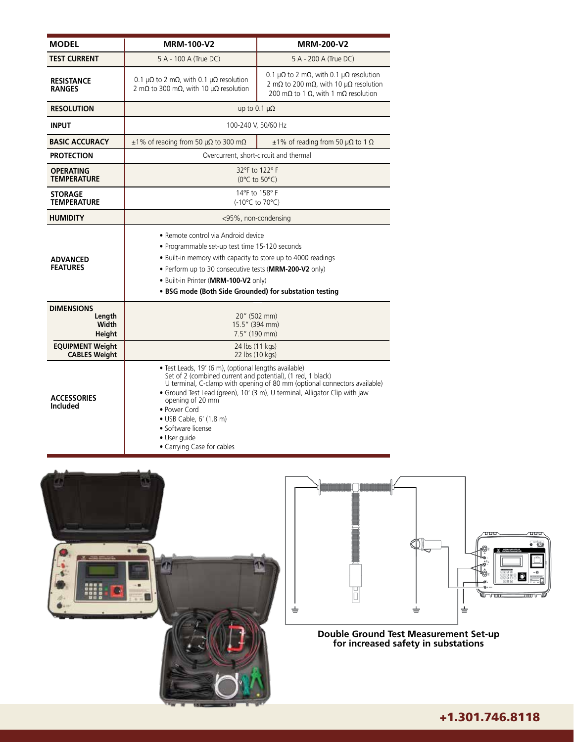| MODEL | MRM-100-V2 | MRM-200-V2 |
|---|---|---|
| TEST CURRENT | 5 A - 100 A (True DC) | 5 A - 200 A (True DC) |
| RESISTANCE RANGES | 0.1 µΩ to 2 mΩ, with 0.1 µΩ resolution<br>2 mΩ to 300 mΩ, with 10 µΩ resolution | 0.1 µΩ to 2 mΩ, with 0.1 µΩ resolution<br>2 mΩ to 200 mΩ, with 10 µΩ resolution<br>200 mΩ to 1 Ω, with 1 mΩ resolution |
| RESOLUTION | up to 0.1 µΩ | |
| INPUT | 100-240 V, 50/60 Hz | |
| BASIC ACCURACY | ±1% of reading from 50 µΩ to 300 mΩ | ±1% of reading from 50 µΩ to 1 Ω |
| PROTECTION | Overcurrent, short-circuit and thermal | |
| OPERATING TEMPERATURE | 32°F to 122° F<br>(0°C to 50°C) | |
| STORAGE TEMPERATURE | 14°F to 158° F<br>(-10°C to 70°C) | |
| HUMIDITY | <95%, non-condensing | |
| ADVANCED FEATURES | • Remote control via Android device<br>• Programmable set-up test time 15-120 seconds<br>• Built-in memory with capacity to store up to 4000 readings<br>• Perform up to 30 consecutive tests (**MRM-200-V2** only)<br>• Built-in Printer (**MRM-100-V2** only)<br>• **BSG mode (Both Side Grounded) for substation testing** | |
| DIMENSIONS<br>Length<br>Width<br>Height | 20" (502 mm)<br>15.5" (394 mm)<br>7.5" (190 mm) | |
| EQUIPMENT Weight<br>CABLES Weight | 24 lbs (11 kgs)<br>22 lbs (10 kgs) | |
| ACCESSORIES Included | • Test Leads, 19' (6 m), (optional lengths available)<br>Set of 2 (combined current and potential), (1 red, 1 black)<br>U terminal, C-clamp with opening of 80 mm (optional connectors available)<br>• Ground Test Lead (green), 10' (3 m), U terminal, Alligator Clip with jaw opening of 20 mm<br>• Power Cord<br>• USB Cable, 6' (1.8 m)<br>• Software license<br>• User guide<br>• Carrying Case for cables | |

**Double Ground Test Measurement Set-up for increased safety in substations**

**+1.301.746.8118**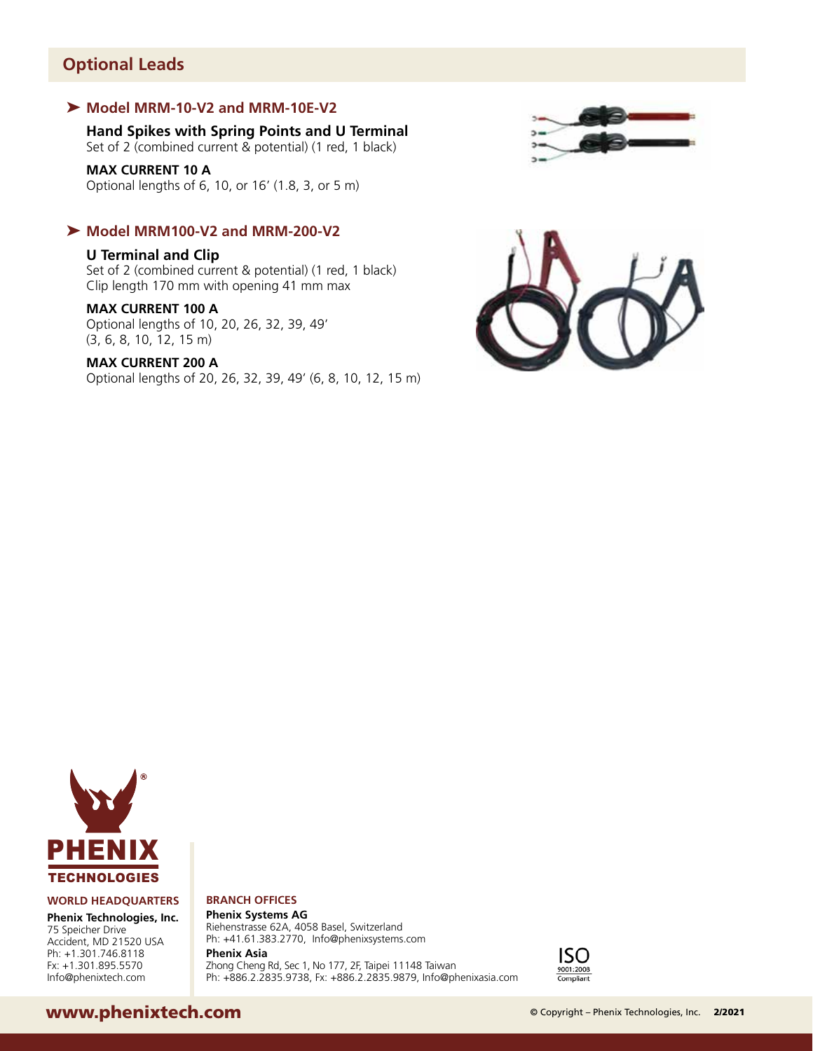## Optional Leads

### ➤ Model MRM-10-V2 and MRM-10E-V2

**Hand Spikes with Spring Points and U Terminal**
Set of 2 (combined current & potential) (1 red, 1 black)

**MAX CURRENT 10 A**
Optional lengths of 6, 10, or 16' (1.8, 3, or 5 m)

### ➤ Model MRM100-V2 and MRM-200-V2

**U Terminal and Clip**
Set of 2 (combined current & potential) (1 red, 1 black)
Clip length 170 mm with opening 41 mm max

**MAX CURRENT 100 A**
Optional lengths of 10, 20, 26, 32, 39, 49'
(3, 6, 8, 10, 12, 15 m)

**MAX CURRENT 200 A**
Optional lengths of 20, 26, 32, 39, 49' (6, 8, 10, 12, 15 m)

PHENIX TECHNOLOGIES®

**WORLD HEADQUARTERS**

**Phenix Technologies, Inc.**
75 Speicher Drive
Accident, MD 21520 USA
Ph: +1.301.746.8118
Fx: +1.301.895.5570
Info@phenixtech.com

**BRANCH OFFICES**

**Phenix Systems AG**
Riehenstrasse 62A, 4058 Basel, Switzerland
Ph: +41.61.383.2770, Info@phenixsystems.com

**Phenix Asia**
Zhong Cheng Rd, Sec 1, No 177, 2F, Taipei 11148 Taiwan
Ph: +886.2.2835.9738, Fx: +886.2.2835.9879, Info@phenixasia.com

ISO 9001:2008 Compliant

**www.phenixtech.com**

© Copyright – Phenix Technologies, Inc. **2/2021**